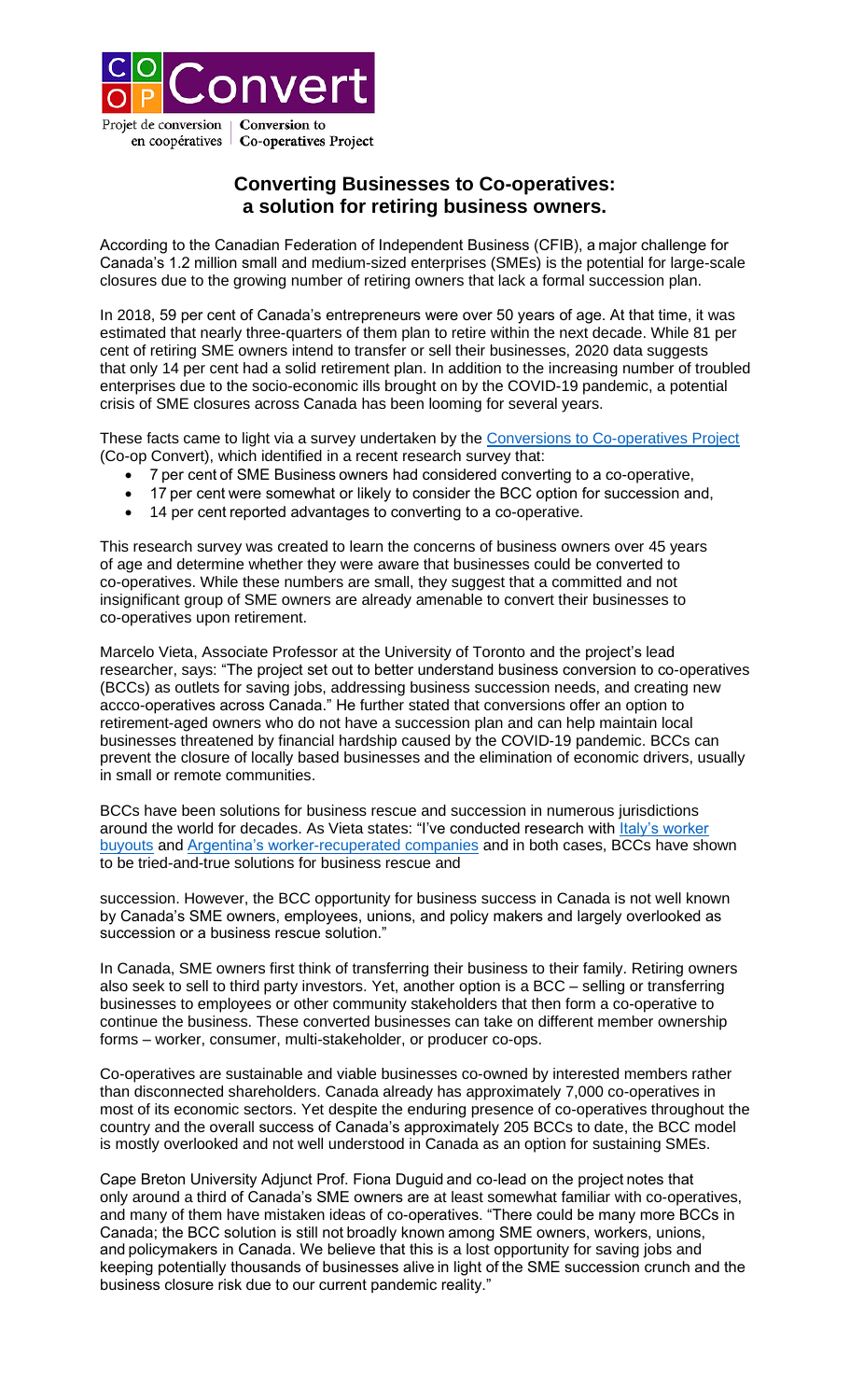Co-op Convert

Projet de conversion en coopératives | Conversion to Co-operatives Project

# Converting Businesses to Co-operatives: a solution for retiring business owners.

According to the Canadian Federation of Independent Business (CFIB), a major challenge for Canada's 1.2 million small and medium-sized enterprises (SMEs) is the potential for large-scale closures due to the growing number of retiring owners that lack a formal succession plan.

In 2018, 59 per cent of Canada's entrepreneurs were over 50 years of age. At that time, it was estimated that nearly three-quarters of them plan to retire within the next decade. While 81 per cent of retiring SME owners intend to transfer or sell their businesses, 2020 data suggests that only 14 per cent had a solid retirement plan. In addition to the increasing number of troubled enterprises due to the socio-economic ills brought on by the COVID-19 pandemic, a potential crisis of SME closures across Canada has been looming for several years.

These facts came to light via a survey undertaken by the [Conversions to Co-operatives Project] (Co-op Convert), which identified in a recent research survey that:

- 7 per cent of SME Business owners had considered converting to a co-operative,
- 17 per cent were somewhat or likely to consider the BCC option for succession and,
- 14 per cent reported advantages to converting to a co-operative.

This research survey was created to learn the concerns of business owners over 45 years of age and determine whether they were aware that businesses could be converted to co-operatives. While these numbers are small, they suggest that a committed and not insignificant group of SME owners are already amenable to convert their businesses to co-operatives upon retirement.

Marcelo Vieta, Associate Professor at the University of Toronto and the project's lead researcher, says: "The project set out to better understand business conversion to co-operatives (BCCs) as outlets for saving jobs, addressing business succession needs, and creating new accco-operatives across Canada." He further stated that conversions offer an option to retirement-aged owners who do not have a succession plan and can help maintain local businesses threatened by financial hardship caused by the COVID-19 pandemic. BCCs can prevent the closure of locally based businesses and the elimination of economic drivers, usually in small or remote communities.

BCCs have been solutions for business rescue and succession in numerous jurisdictions around the world for decades. As Vieta states: "I've conducted research with [Italy's worker buyouts] and [Argentina's worker-recuperated companies] and in both cases, BCCs have shown to be tried-and-true solutions for business rescue and succession. However, the BCC opportunity for business success in Canada is not well known by Canada's SME owners, employees, unions, and policy makers and largely overlooked as succession or a business rescue solution."

In Canada, SME owners first think of transferring their business to their family. Retiring owners also seek to sell to third party investors. Yet, another option is a BCC – selling or transferring businesses to employees or other community stakeholders that then form a co-operative to continue the business. These converted businesses can take on different member ownership forms – worker, consumer, multi-stakeholder, or producer co-ops.

Co-operatives are sustainable and viable businesses co-owned by interested members rather than disconnected shareholders. Canada already has approximately 7,000 co-operatives in most of its economic sectors. Yet despite the enduring presence of co-operatives throughout the country and the overall success of Canada's approximately 205 BCCs to date, the BCC model is mostly overlooked and not well understood in Canada as an option for sustaining SMEs.

Cape Breton University Adjunct Prof. Fiona Duguid and co-lead on the project notes that only around a third of Canada's SME owners are at least somewhat familiar with co-operatives, and many of them have mistaken ideas of co-operatives. "There could be many more BCCs in Canada; the BCC solution is still not broadly known among SME owners, workers, unions, and policymakers in Canada. We believe that this is a lost opportunity for saving jobs and keeping potentially thousands of businesses alive in light of the SME succession crunch and the business closure risk due to our current pandemic reality."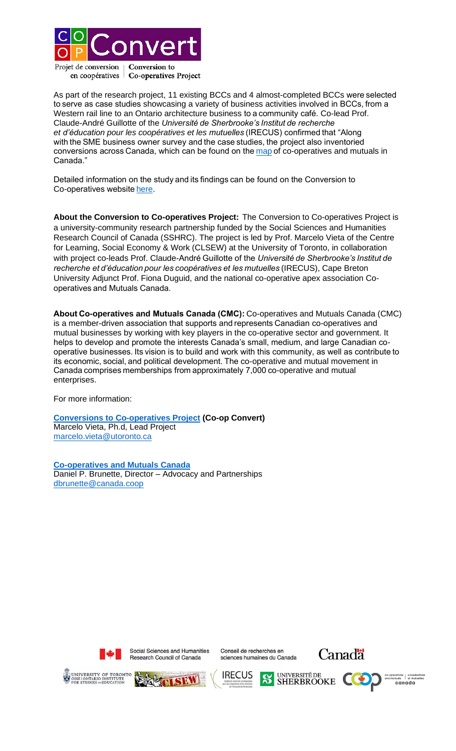As part of the research project, 11 existing BCCs and 4 almost-completed BCCs were selected to serve as case studies showcasing a variety of business activities involved in BCCs, from a Western rail line to an Ontario architecture business to a community café. Co-lead Prof. Claude-André Guillotte of the *Université de Sherbrooke's Institut de recherche et d'éducation pour les coopératives et les mutuelles* (IRECUS) confirmed that "Along with the SME business owner survey and the case studies, the project also inventoried conversions across Canada, which can be found on the map of co-operatives and mutuals in Canada."

Detailed information on the study and its findings can be found on the Conversion to Co-operatives website here.

**About the Conversion to Co-operatives Project:** The Conversion to Co-operatives Project is a university-community research partnership funded by the Social Sciences and Humanities Research Council of Canada (SSHRC). The project is led by Prof. Marcelo Vieta of the Centre for Learning, Social Economy & Work (CLSEW) at the University of Toronto, in collaboration with project co-leads Prof. Claude-André Guillotte of the *Université de Sherbrooke's Institut de recherche et d'éducation pour les coopératives et les mutuelles* (IRECUS), Cape Breton University Adjunct Prof. Fiona Duguid, and the national co-operative apex association Co-operatives and Mutuals Canada.

**About Co-operatives and Mutuals Canada (CMC):** Co-operatives and Mutuals Canada (CMC) is a member-driven association that supports and represents Canadian co-operatives and mutual businesses by working with key players in the co-operative sector and government. It helps to develop and promote the interests Canada's small, medium, and large Canadian co-operative businesses. Its vision is to build and work with this community, as well as contribute to its economic, social, and political development. The co-operative and mutual movement in Canada comprises memberships from approximately 7,000 co-operative and mutual enterprises.

For more information:

**Conversions to Co-operatives Project (Co-op Convert)**
Marcelo Vieta, Ph.d, Lead Project
marcelo.vieta@utoronto.ca

**Co-operatives and Mutuals Canada**
Daniel P. Brunette, Director – Advocacy and Partnerships
dbrunette@canada.coop